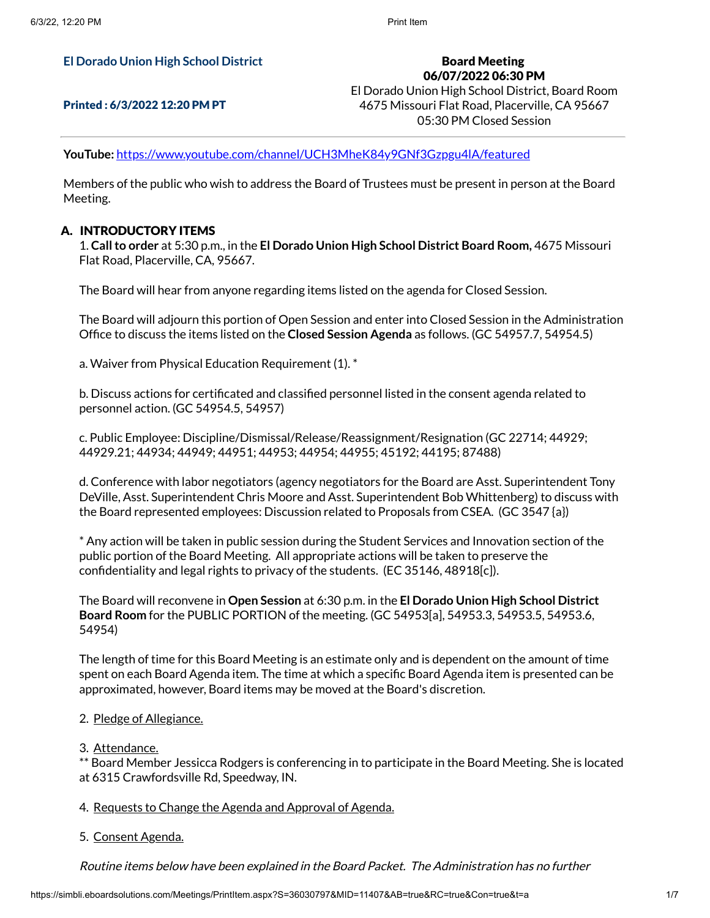**El Dorado Union High School District**

**Printed : 6/3/2022 12:20 PM PT**

**Board Meeting**
**06/07/2022 06:30 PM**
El Dorado Union High School District, Board Room
4675 Missouri Flat Road, Placerville, CA 95667
05:30 PM Closed Session

**YouTube:** https://www.youtube.com/channel/UCH3MheK84y9GNf3Gzpgu4lA/featured

Members of the public who wish to address the Board of Trustees must be present in person at the Board Meeting.

## A. INTRODUCTORY ITEMS

1. **Call to order** at 5:30 p.m., in the **El Dorado Union High School District Board Room,** 4675 Missouri Flat Road, Placerville, CA, 95667.

The Board will hear from anyone regarding items listed on the agenda for Closed Session.

The Board will adjourn this portion of Open Session and enter into Closed Session in the Administration Office to discuss the items listed on the **Closed Session Agenda** as follows. (GC 54957.7, 54954.5)

a. Waiver from Physical Education Requirement (1). *

b. Discuss actions for certificated and classified personnel listed in the consent agenda related to personnel action. (GC 54954.5, 54957)

c. Public Employee: Discipline/Dismissal/Release/Reassignment/Resignation (GC 22714; 44929; 44929.21; 44934; 44949; 44951; 44953; 44954; 44955; 45192; 44195; 87488)

d. Conference with labor negotiators (agency negotiators for the Board are Asst. Superintendent Tony DeVille, Asst. Superintendent Chris Moore and Asst. Superintendent Bob Whittenberg) to discuss with the Board represented employees: Discussion related to Proposals from CSEA. (GC 3547 {a})

* Any action will be taken in public session during the Student Services and Innovation section of the public portion of the Board Meeting. All appropriate actions will be taken to preserve the confidentiality and legal rights to privacy of the students. (EC 35146, 48918[c]).

The Board will reconvene in **Open Session** at 6:30 p.m. in the **El Dorado Union High School District Board Room** for the PUBLIC PORTION of the meeting. (GC 54953[a], 54953.3, 54953.5, 54953.6, 54954)

The length of time for this Board Meeting is an estimate only and is dependent on the amount of time spent on each Board Agenda item. The time at which a specific Board Agenda item is presented can be approximated, however, Board items may be moved at the Board's discretion.

2. Pledge of Allegiance.

3. Attendance.
** Board Member Jessicca Rodgers is conferencing in to participate in the Board Meeting. She is located at 6315 Crawfordsville Rd, Speedway, IN.

4. Requests to Change the Agenda and Approval of Agenda.

5. Consent Agenda.

*Routine items below have been explained in the Board Packet. The Administration has no further*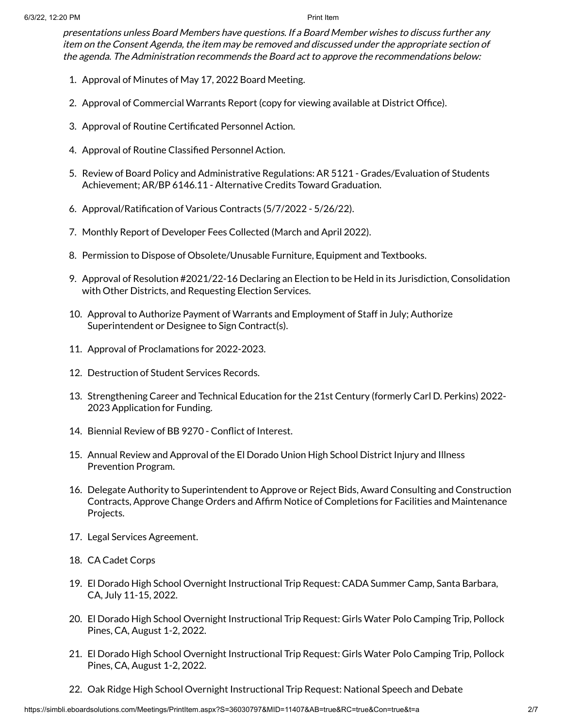*presentations unless Board Members have questions. If a Board Member wishes to discuss further any item on the Consent Agenda, the item may be removed and discussed under the appropriate section of the agenda. The Administration recommends the Board act to approve the recommendations below:*

1. Approval of Minutes of May 17, 2022 Board Meeting.
2. Approval of Commercial Warrants Report (copy for viewing available at District Office).
3. Approval of Routine Certificated Personnel Action.
4. Approval of Routine Classified Personnel Action.
5. Review of Board Policy and Administrative Regulations: AR 5121 - Grades/Evaluation of Students Achievement; AR/BP 6146.11 - Alternative Credits Toward Graduation.
6. Approval/Ratification of Various Contracts (5/7/2022 - 5/26/22).
7. Monthly Report of Developer Fees Collected (March and April 2022).
8. Permission to Dispose of Obsolete/Unusable Furniture, Equipment and Textbooks.
9. Approval of Resolution #2021/22-16 Declaring an Election to be Held in its Jurisdiction, Consolidation with Other Districts, and Requesting Election Services.
10. Approval to Authorize Payment of Warrants and Employment of Staff in July; Authorize Superintendent or Designee to Sign Contract(s).
11. Approval of Proclamations for 2022-2023.
12. Destruction of Student Services Records.
13. Strengthening Career and Technical Education for the 21st Century (formerly Carl D. Perkins) 2022-2023 Application for Funding.
14. Biennial Review of BB 9270 - Conflict of Interest.
15. Annual Review and Approval of the El Dorado Union High School District Injury and Illness Prevention Program.
16. Delegate Authority to Superintendent to Approve or Reject Bids, Award Consulting and Construction Contracts, Approve Change Orders and Affirm Notice of Completions for Facilities and Maintenance Projects.
17. Legal Services Agreement.
18. CA Cadet Corps
19. El Dorado High School Overnight Instructional Trip Request: CADA Summer Camp, Santa Barbara, CA, July 11-15, 2022.
20. El Dorado High School Overnight Instructional Trip Request: Girls Water Polo Camping Trip, Pollock Pines, CA, August 1-2, 2022.
21. El Dorado High School Overnight Instructional Trip Request: Girls Water Polo Camping Trip, Pollock Pines, CA, August 1-2, 2022.
22. Oak Ridge High School Overnight Instructional Trip Request: National Speech and Debate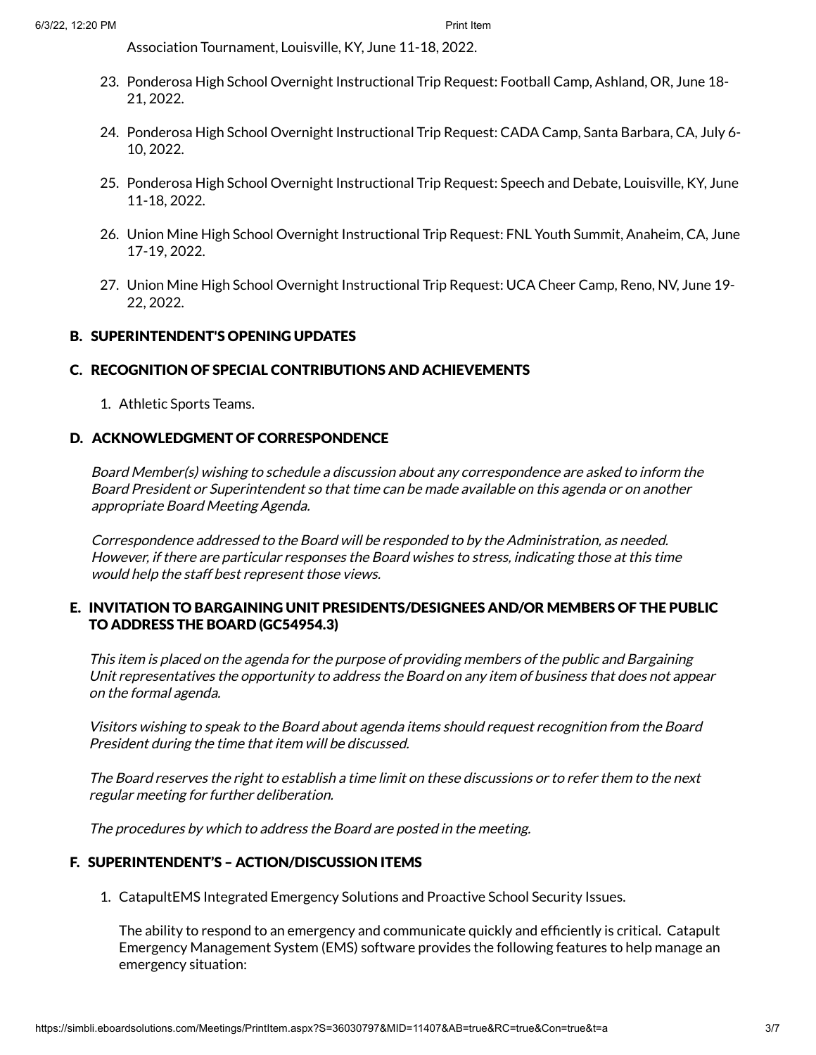Association Tournament, Louisville, KY, June 11-18, 2022.

23. Ponderosa High School Overnight Instructional Trip Request: Football Camp, Ashland, OR, June 18-21, 2022.

24. Ponderosa High School Overnight Instructional Trip Request: CADA Camp, Santa Barbara, CA, July 6-10, 2022.

25. Ponderosa High School Overnight Instructional Trip Request: Speech and Debate, Louisville, KY, June 11-18, 2022.

26. Union Mine High School Overnight Instructional Trip Request: FNL Youth Summit, Anaheim, CA, June 17-19, 2022.

27. Union Mine High School Overnight Instructional Trip Request: UCA Cheer Camp, Reno, NV, June 19-22, 2022.

## B. SUPERINTENDENT'S OPENING UPDATES

## C. RECOGNITION OF SPECIAL CONTRIBUTIONS AND ACHIEVEMENTS

1. Athletic Sports Teams.

## D. ACKNOWLEDGMENT OF CORRESPONDENCE

*Board Member(s) wishing to schedule a discussion about any correspondence are asked to inform the Board President or Superintendent so that time can be made available on this agenda or on another appropriate Board Meeting Agenda.*

*Correspondence addressed to the Board will be responded to by the Administration, as needed. However, if there are particular responses the Board wishes to stress, indicating those at this time would help the staff best represent those views.*

## E. INVITATION TO BARGAINING UNIT PRESIDENTS/DESIGNEES AND/OR MEMBERS OF THE PUBLIC TO ADDRESS THE BOARD (GC54954.3)

*This item is placed on the agenda for the purpose of providing members of the public and Bargaining Unit representatives the opportunity to address the Board on any item of business that does not appear on the formal agenda.*

*Visitors wishing to speak to the Board about agenda items should request recognition from the Board President during the time that item will be discussed.*

*The Board reserves the right to establish a time limit on these discussions or to refer them to the next regular meeting for further deliberation.*

*The procedures by which to address the Board are posted in the meeting.*

## F. SUPERINTENDENT'S – ACTION/DISCUSSION ITEMS

1. CatapultEMS Integrated Emergency Solutions and Proactive School Security Issues.

   The ability to respond to an emergency and communicate quickly and efficiently is critical. Catapult Emergency Management System (EMS) software provides the following features to help manage an emergency situation: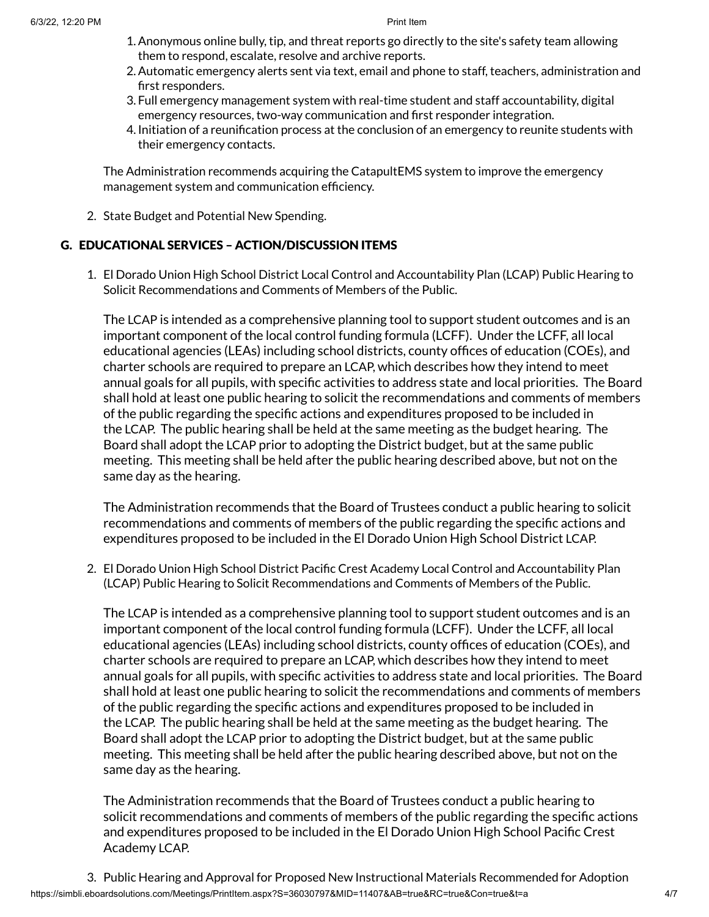1. Anonymous online bully, tip, and threat reports go directly to the site's safety team allowing them to respond, escalate, resolve and archive reports.
2. Automatic emergency alerts sent via text, email and phone to staff, teachers, administration and first responders.
3. Full emergency management system with real-time student and staff accountability, digital emergency resources, two-way communication and first responder integration.
4. Initiation of a reunification process at the conclusion of an emergency to reunite students with their emergency contacts.

The Administration recommends acquiring the CatapultEMS system to improve the emergency management system and communication efficiency.

2. State Budget and Potential New Spending.

## G. EDUCATIONAL SERVICES – ACTION/DISCUSSION ITEMS

1. El Dorado Union High School District Local Control and Accountability Plan (LCAP) Public Hearing to Solicit Recommendations and Comments of Members of the Public.

   The LCAP is intended as a comprehensive planning tool to support student outcomes and is an important component of the local control funding formula (LCFF). Under the LCFF, all local educational agencies (LEAs) including school districts, county offices of education (COEs), and charter schools are required to prepare an LCAP, which describes how they intend to meet annual goals for all pupils, with specific activities to address state and local priorities. The Board shall hold at least one public hearing to solicit the recommendations and comments of members of the public regarding the specific actions and expenditures proposed to be included in the LCAP. The public hearing shall be held at the same meeting as the budget hearing. The Board shall adopt the LCAP prior to adopting the District budget, but at the same public meeting. This meeting shall be held after the public hearing described above, but not on the same day as the hearing.

   The Administration recommends that the Board of Trustees conduct a public hearing to solicit recommendations and comments of members of the public regarding the specific actions and expenditures proposed to be included in the El Dorado Union High School District LCAP.

2. El Dorado Union High School District Pacific Crest Academy Local Control and Accountability Plan (LCAP) Public Hearing to Solicit Recommendations and Comments of Members of the Public.

   The LCAP is intended as a comprehensive planning tool to support student outcomes and is an important component of the local control funding formula (LCFF). Under the LCFF, all local educational agencies (LEAs) including school districts, county offices of education (COEs), and charter schools are required to prepare an LCAP, which describes how they intend to meet annual goals for all pupils, with specific activities to address state and local priorities. The Board shall hold at least one public hearing to solicit the recommendations and comments of members of the public regarding the specific actions and expenditures proposed to be included in the LCAP. The public hearing shall be held at the same meeting as the budget hearing. The Board shall adopt the LCAP prior to adopting the District budget, but at the same public meeting. This meeting shall be held after the public hearing described above, but not on the same day as the hearing.

   The Administration recommends that the Board of Trustees conduct a public hearing to solicit recommendations and comments of members of the public regarding the specific actions and expenditures proposed to be included in the El Dorado Union High School Pacific Crest Academy LCAP.

3. Public Hearing and Approval for Proposed New Instructional Materials Recommended for Adoption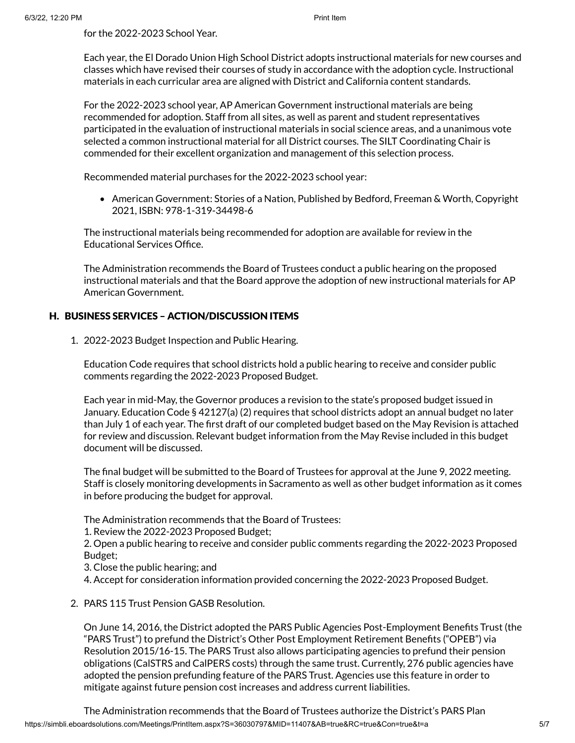for the 2022-2023 School Year.

Each year, the El Dorado Union High School District adopts instructional materials for new courses and classes which have revised their courses of study in accordance with the adoption cycle. Instructional materials in each curricular area are aligned with District and California content standards.

For the 2022-2023 school year, AP American Government instructional materials are being recommended for adoption. Staff from all sites, as well as parent and student representatives participated in the evaluation of instructional materials in social science areas, and a unanimous vote selected a common instructional material for all District courses. The SILT Coordinating Chair is commended for their excellent organization and management of this selection process.

Recommended material purchases for the 2022-2023 school year:

- American Government: Stories of a Nation, Published by Bedford, Freeman & Worth, Copyright 2021, ISBN: 978-1-319-34498-6

The instructional materials being recommended for adoption are available for review in the Educational Services Office.

The Administration recommends the Board of Trustees conduct a public hearing on the proposed instructional materials and that the Board approve the adoption of new instructional materials for AP American Government.

## H. BUSINESS SERVICES – ACTION/DISCUSSION ITEMS

1. 2022-2023 Budget Inspection and Public Hearing.

   Education Code requires that school districts hold a public hearing to receive and consider public comments regarding the 2022-2023 Proposed Budget.

   Each year in mid-May, the Governor produces a revision to the state's proposed budget issued in January. Education Code § 42127(a) (2) requires that school districts adopt an annual budget no later than July 1 of each year. The first draft of our completed budget based on the May Revision is attached for review and discussion. Relevant budget information from the May Revise included in this budget document will be discussed.

   The final budget will be submitted to the Board of Trustees for approval at the June 9, 2022 meeting. Staff is closely monitoring developments in Sacramento as well as other budget information as it comes in before producing the budget for approval.

   The Administration recommends that the Board of Trustees:
   1. Review the 2022-2023 Proposed Budget;
   2. Open a public hearing to receive and consider public comments regarding the 2022-2023 Proposed Budget;
   3. Close the public hearing; and
   4. Accept for consideration information provided concerning the 2022-2023 Proposed Budget.

2. PARS 115 Trust Pension GASB Resolution.

   On June 14, 2016, the District adopted the PARS Public Agencies Post-Employment Benefits Trust (the "PARS Trust") to prefund the District's Other Post Employment Retirement Benefits ("OPEB") via Resolution 2015/16-15. The PARS Trust also allows participating agencies to prefund their pension obligations (CalSTRS and CalPERS costs) through the same trust. Currently, 276 public agencies have adopted the pension prefunding feature of the PARS Trust. Agencies use this feature in order to mitigate against future pension cost increases and address current liabilities.

   The Administration recommends that the Board of Trustees authorize the District's PARS Plan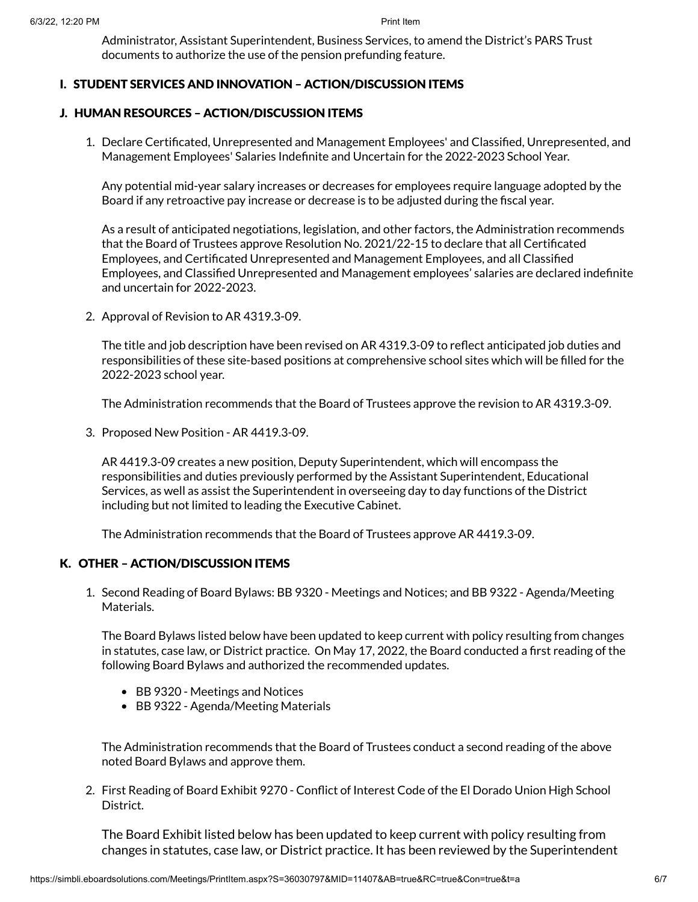Administrator, Assistant Superintendent, Business Services, to amend the District's PARS Trust documents to authorize the use of the pension prefunding feature.

## I. STUDENT SERVICES AND INNOVATION – ACTION/DISCUSSION ITEMS

## J. HUMAN RESOURCES – ACTION/DISCUSSION ITEMS

1. Declare Certificated, Unrepresented and Management Employees' and Classified, Unrepresented, and Management Employees' Salaries Indefinite and Uncertain for the 2022-2023 School Year.

   Any potential mid-year salary increases or decreases for employees require language adopted by the Board if any retroactive pay increase or decrease is to be adjusted during the fiscal year.

   As a result of anticipated negotiations, legislation, and other factors, the Administration recommends that the Board of Trustees approve Resolution No. 2021/22-15 to declare that all Certificated Employees, and Certificated Unrepresented and Management Employees, and all Classified Employees, and Classified Unrepresented and Management employees' salaries are declared indefinite and uncertain for 2022-2023.

2. Approval of Revision to AR 4319.3-09.

   The title and job description have been revised on AR 4319.3-09 to reflect anticipated job duties and responsibilities of these site-based positions at comprehensive school sites which will be filled for the 2022-2023 school year.

   The Administration recommends that the Board of Trustees approve the revision to AR 4319.3-09.

3. Proposed New Position - AR 4419.3-09.

   AR 4419.3-09 creates a new position, Deputy Superintendent, which will encompass the responsibilities and duties previously performed by the Assistant Superintendent, Educational Services, as well as assist the Superintendent in overseeing day to day functions of the District including but not limited to leading the Executive Cabinet.

   The Administration recommends that the Board of Trustees approve AR 4419.3-09.

## K. OTHER – ACTION/DISCUSSION ITEMS

1. Second Reading of Board Bylaws: BB 9320 - Meetings and Notices; and BB 9322 - Agenda/Meeting Materials.

   The Board Bylaws listed below have been updated to keep current with policy resulting from changes in statutes, case law, or District practice. On May 17, 2022, the Board conducted a first reading of the following Board Bylaws and authorized the recommended updates.

   - BB 9320 - Meetings and Notices
   - BB 9322 - Agenda/Meeting Materials

   The Administration recommends that the Board of Trustees conduct a second reading of the above noted Board Bylaws and approve them.

2. First Reading of Board Exhibit 9270 - Conflict of Interest Code of the El Dorado Union High School District.

   The Board Exhibit listed below has been updated to keep current with policy resulting from changes in statutes, case law, or District practice. It has been reviewed by the Superintendent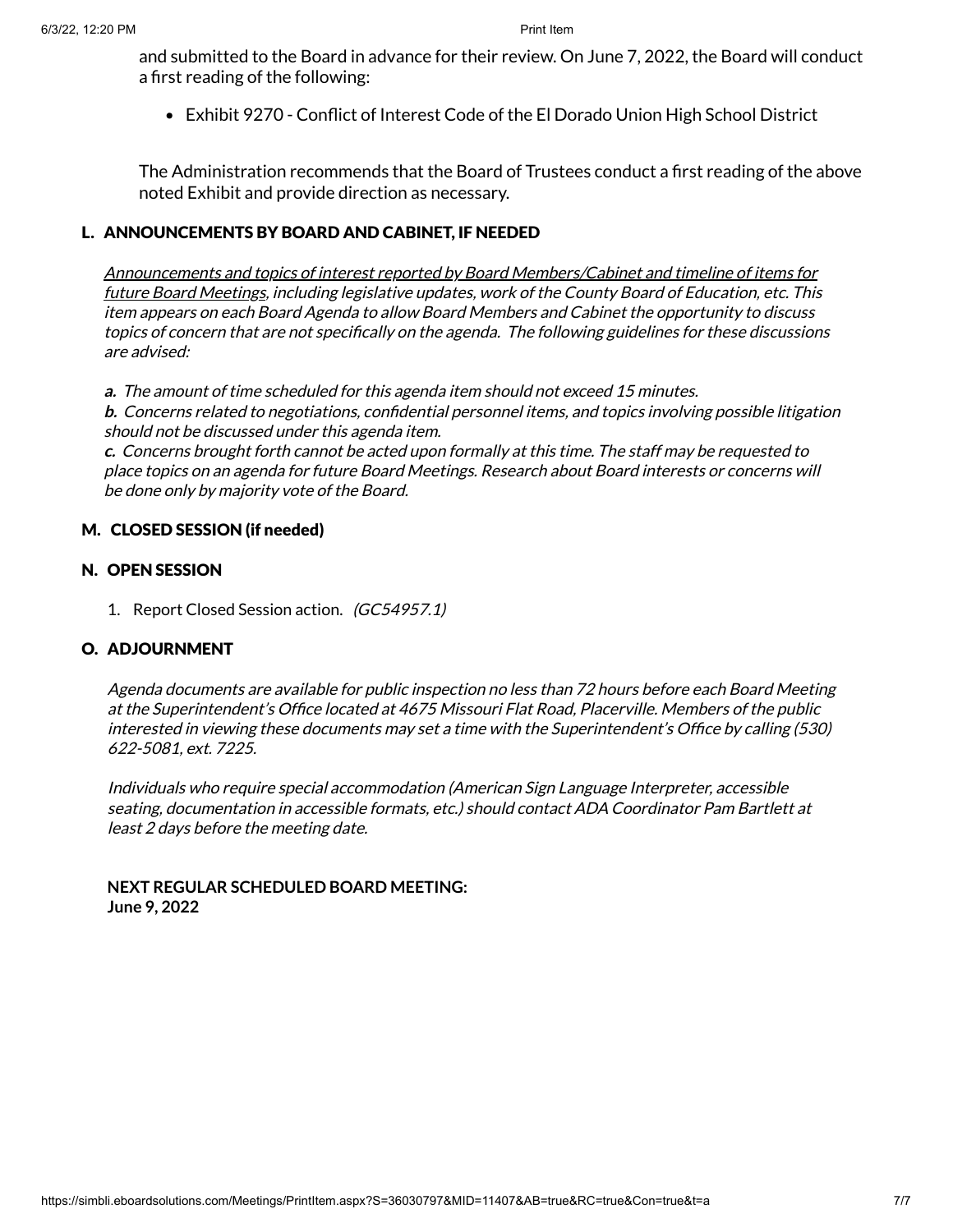and submitted to the Board in advance for their review. On June 7, 2022, the Board will conduct a first reading of the following:

- Exhibit 9270 - Conflict of Interest Code of the El Dorado Union High School District

The Administration recommends that the Board of Trustees conduct a first reading of the above noted Exhibit and provide direction as necessary.

## L. ANNOUNCEMENTS BY BOARD AND CABINET, IF NEEDED

*Announcements and topics of interest reported by Board Members/Cabinet and timeline of items for future Board Meetings, including legislative updates, work of the County Board of Education, etc. This item appears on each Board Agenda to allow Board Members and Cabinet the opportunity to discuss topics of concern that are not specifically on the agenda. The following guidelines for these discussions are advised:*

***a.*** *The amount of time scheduled for this agenda item should not exceed 15 minutes.*
***b.*** *Concerns related to negotiations, confidential personnel items, and topics involving possible litigation should not be discussed under this agenda item.*
***c.*** *Concerns brought forth cannot be acted upon formally at this time. The staff may be requested to place topics on an agenda for future Board Meetings. Research about Board interests or concerns will be done only by majority vote of the Board.*

## M. CLOSED SESSION (if needed)

## N. OPEN SESSION

1. Report Closed Session action. *(GC54957.1)*

## O. ADJOURNMENT

*Agenda documents are available for public inspection no less than 72 hours before each Board Meeting at the Superintendent's Office located at 4675 Missouri Flat Road, Placerville. Members of the public interested in viewing these documents may set a time with the Superintendent's Office by calling (530) 622-5081, ext. 7225.*

*Individuals who require special accommodation (American Sign Language Interpreter, accessible seating, documentation in accessible formats, etc.) should contact ADA Coordinator Pam Bartlett at least 2 days before the meeting date.*

**NEXT REGULAR SCHEDULED BOARD MEETING:**
**June 9, 2022**